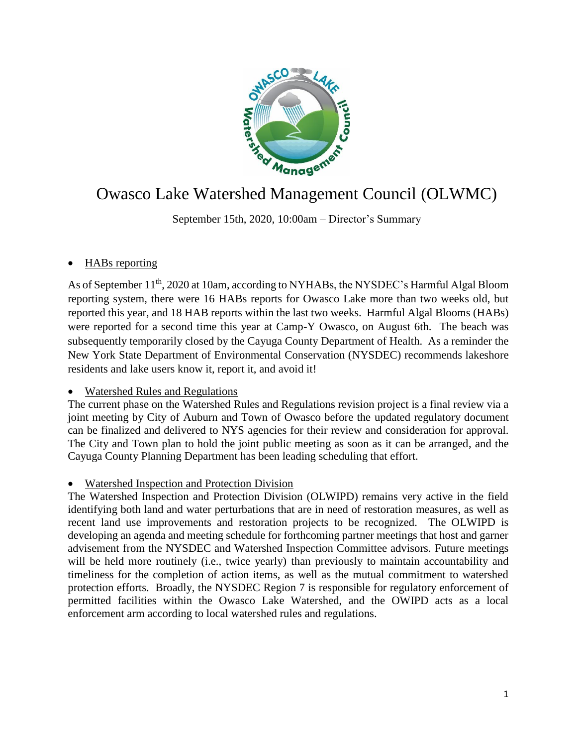# Owasco Lake Watershed Management Council (OLWMC)

September 15th, 2020, 10:00am – Director's Summary

- HABs reporting

As of September 11th, 2020 at 10am, according to NYHABs, the NYSDEC's Harmful Algal Bloom reporting system, there were 16 HABs reports for Owasco Lake more than two weeks old, but reported this year, and 18 HAB reports within the last two weeks. Harmful Algal Blooms (HABs) were reported for a second time this year at Camp-Y Owasco, on August 6th. The beach was subsequently temporarily closed by the Cayuga County Department of Health. As a reminder the New York State Department of Environmental Conservation (NYSDEC) recommends lakeshore residents and lake users know it, report it, and avoid it!

- Watershed Rules and Regulations

The current phase on the Watershed Rules and Regulations revision project is a final review via a joint meeting by City of Auburn and Town of Owasco before the updated regulatory document can be finalized and delivered to NYS agencies for their review and consideration for approval. The City and Town plan to hold the joint public meeting as soon as it can be arranged, and the Cayuga County Planning Department has been leading scheduling that effort.

- Watershed Inspection and Protection Division

The Watershed Inspection and Protection Division (OLWIPD) remains very active in the field identifying both land and water perturbations that are in need of restoration measures, as well as recent land use improvements and restoration projects to be recognized. The OLWIPD is developing an agenda and meeting schedule for forthcoming partner meetings that host and garner advisement from the NYSDEC and Watershed Inspection Committee advisors. Future meetings will be held more routinely (i.e., twice yearly) than previously to maintain accountability and timeliness for the completion of action items, as well as the mutual commitment to watershed protection efforts. Broadly, the NYSDEC Region 7 is responsible for regulatory enforcement of permitted facilities within the Owasco Lake Watershed, and the OWIPD acts as a local enforcement arm according to local watershed rules and regulations.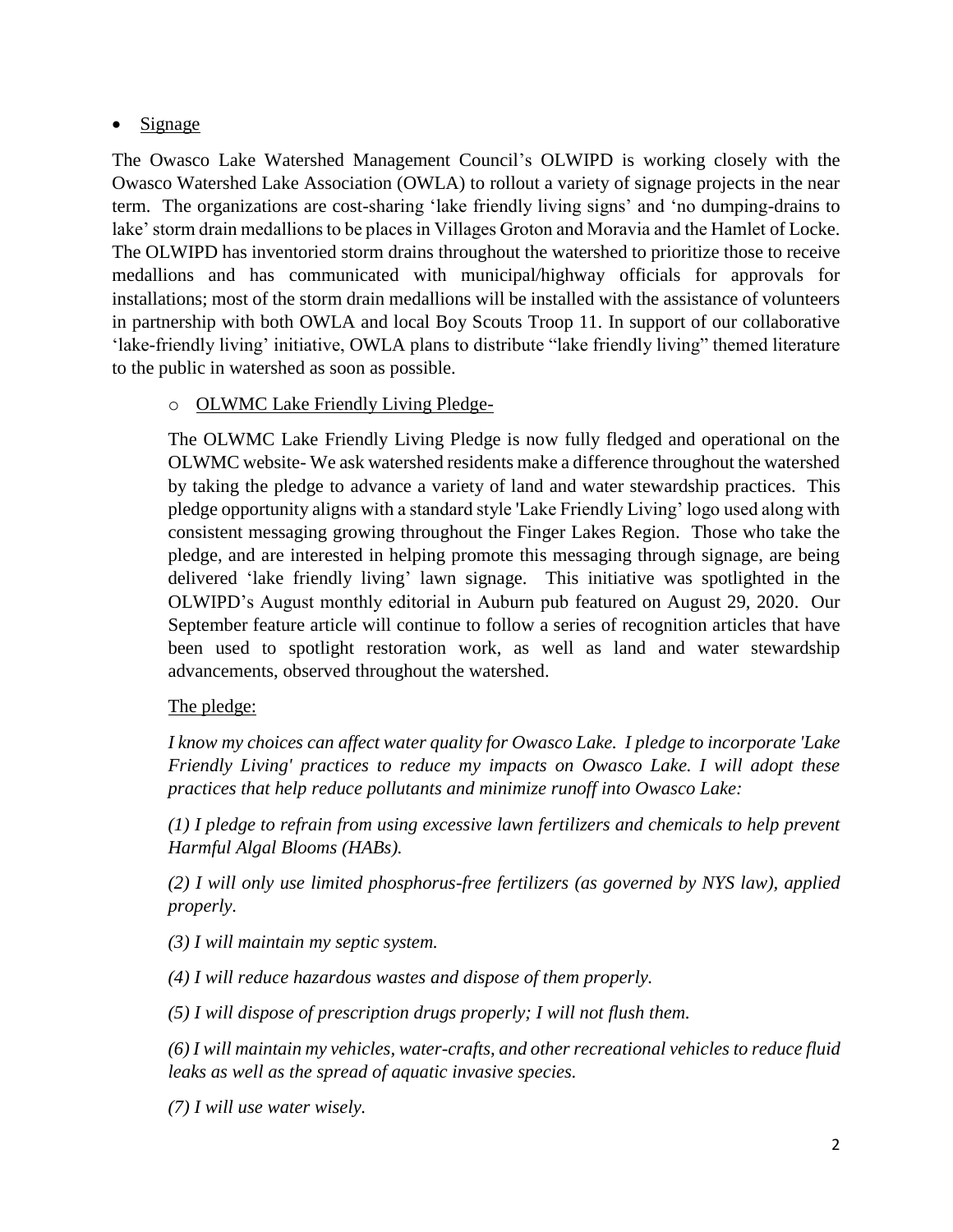- <u>Signage</u>

The Owasco Lake Watershed Management Council's OLWIPD is working closely with the Owasco Watershed Lake Association (OWLA) to rollout a variety of signage projects in the near term. The organizations are cost-sharing 'lake friendly living signs' and 'no dumping-drains to lake' storm drain medallions to be places in Villages Groton and Moravia and the Hamlet of Locke. The OLWIPD has inventoried storm drains throughout the watershed to prioritize those to receive medallions and has communicated with municipal/highway officials for approvals for installations; most of the storm drain medallions will be installed with the assistance of volunteers in partnership with both OWLA and local Boy Scouts Troop 11. In support of our collaborative 'lake-friendly living' initiative, OWLA plans to distribute "lake friendly living" themed literature to the public in watershed as soon as possible.

  - <u>OLWMC Lake Friendly Living Pledge-</u>

  The OLWMC Lake Friendly Living Pledge is now fully fledged and operational on the OLWMC website- We ask watershed residents make a difference throughout the watershed by taking the pledge to advance a variety of land and water stewardship practices. This pledge opportunity aligns with a standard style 'Lake Friendly Living' logo used along with consistent messaging growing throughout the Finger Lakes Region. Those who take the pledge, and are interested in helping promote this messaging through signage, are being delivered 'lake friendly living' lawn signage. This initiative was spotlighted in the OLWIPD's August monthly editorial in Auburn pub featured on August 29, 2020. Our September feature article will continue to follow a series of recognition articles that have been used to spotlight restoration work, as well as land and water stewardship advancements, observed throughout the watershed.

  <u>The pledge:</u>

  *I know my choices can affect water quality for Owasco Lake. I pledge to incorporate 'Lake Friendly Living' practices to reduce my impacts on Owasco Lake. I will adopt these practices that help reduce pollutants and minimize runoff into Owasco Lake:*

  *(1) I pledge to refrain from using excessive lawn fertilizers and chemicals to help prevent Harmful Algal Blooms (HABs).*

  *(2) I will only use limited phosphorus-free fertilizers (as governed by NYS law), applied properly.*

  *(3) I will maintain my septic system.*

  *(4) I will reduce hazardous wastes and dispose of them properly.*

  *(5) I will dispose of prescription drugs properly; I will not flush them.*

  *(6) I will maintain my vehicles, water-crafts, and other recreational vehicles to reduce fluid leaks as well as the spread of aquatic invasive species.*

  *(7) I will use water wisely.*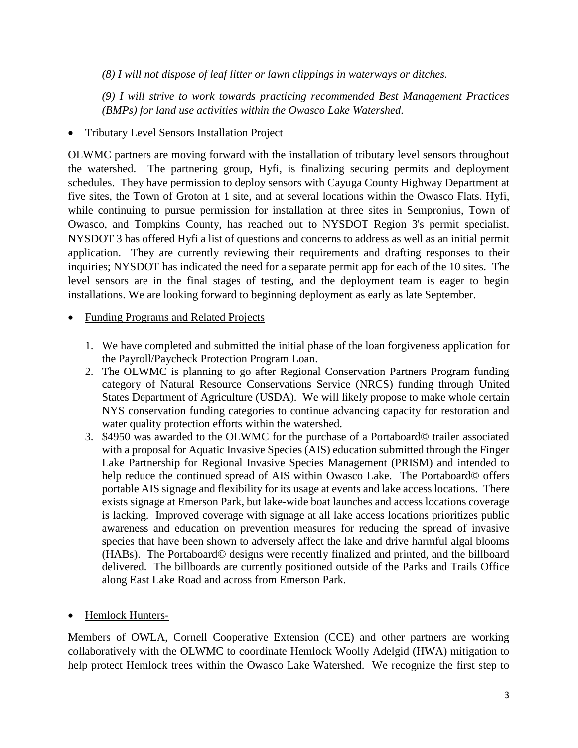*(8) I will not dispose of leaf litter or lawn clippings in waterways or ditches.*

*(9) I will strive to work towards practicing recommended Best Management Practices (BMPs) for land use activities within the Owasco Lake Watershed.*

- Tributary Level Sensors Installation Project

OLWMC partners are moving forward with the installation of tributary level sensors throughout the watershed. The partnering group, Hyfi, is finalizing securing permits and deployment schedules. They have permission to deploy sensors with Cayuga County Highway Department at five sites, the Town of Groton at 1 site, and at several locations within the Owasco Flats. Hyfi, while continuing to pursue permission for installation at three sites in Sempronius, Town of Owasco, and Tompkins County, has reached out to NYSDOT Region 3's permit specialist. NYSDOT 3 has offered Hyfi a list of questions and concerns to address as well as an initial permit application. They are currently reviewing their requirements and drafting responses to their inquiries; NYSDOT has indicated the need for a separate permit app for each of the 10 sites. The level sensors are in the final stages of testing, and the deployment team is eager to begin installations. We are looking forward to beginning deployment as early as late September.

- Funding Programs and Related Projects

1. We have completed and submitted the initial phase of the loan forgiveness application for the Payroll/Paycheck Protection Program Loan.
2. The OLWMC is planning to go after Regional Conservation Partners Program funding category of Natural Resource Conservations Service (NRCS) funding through United States Department of Agriculture (USDA). We will likely propose to make whole certain NYS conservation funding categories to continue advancing capacity for restoration and water quality protection efforts within the watershed.
3. $4950 was awarded to the OLWMC for the purchase of a Portaboard© trailer associated with a proposal for Aquatic Invasive Species (AIS) education submitted through the Finger Lake Partnership for Regional Invasive Species Management (PRISM) and intended to help reduce the continued spread of AIS within Owasco Lake. The Portaboard© offers portable AIS signage and flexibility for its usage at events and lake access locations. There exists signage at Emerson Park, but lake-wide boat launches and access locations coverage is lacking. Improved coverage with signage at all lake access locations prioritizes public awareness and education on prevention measures for reducing the spread of invasive species that have been shown to adversely affect the lake and drive harmful algal blooms (HABs). The Portaboard© designs were recently finalized and printed, and the billboard delivered. The billboards are currently positioned outside of the Parks and Trails Office along East Lake Road and across from Emerson Park.

- Hemlock Hunters-

Members of OWLA, Cornell Cooperative Extension (CCE) and other partners are working collaboratively with the OLWMC to coordinate Hemlock Woolly Adelgid (HWA) mitigation to help protect Hemlock trees within the Owasco Lake Watershed. We recognize the first step to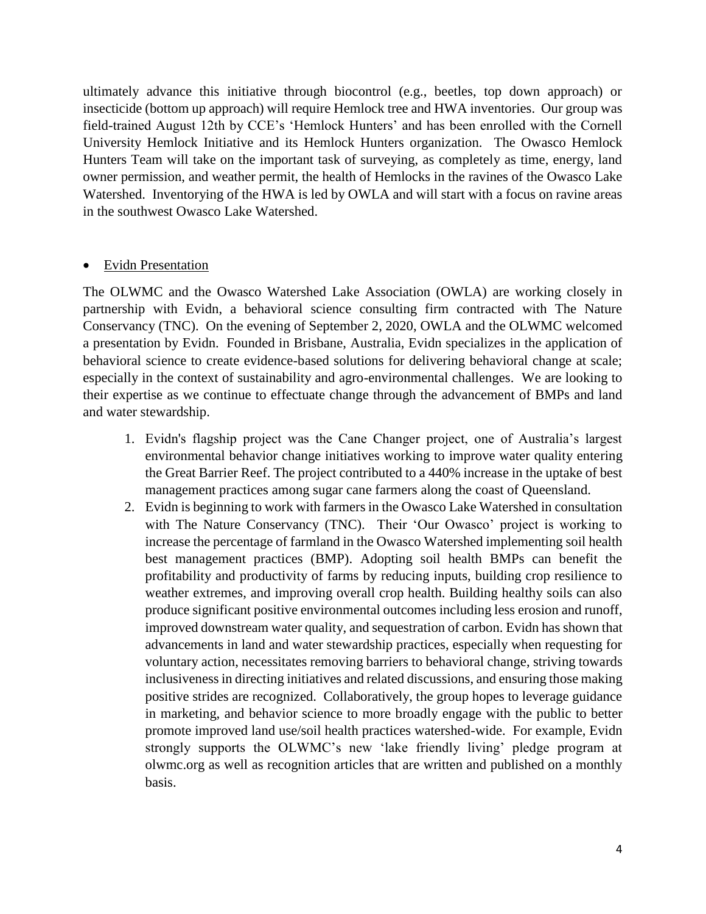ultimately advance this initiative through biocontrol (e.g., beetles, top down approach) or insecticide (bottom up approach) will require Hemlock tree and HWA inventories. Our group was field-trained August 12th by CCE's 'Hemlock Hunters' and has been enrolled with the Cornell University Hemlock Initiative and its Hemlock Hunters organization. The Owasco Hemlock Hunters Team will take on the important task of surveying, as completely as time, energy, land owner permission, and weather permit, the health of Hemlocks in the ravines of the Owasco Lake Watershed. Inventorying of the HWA is led by OWLA and will start with a focus on ravine areas in the southwest Owasco Lake Watershed.

- Evidn Presentation

The OLWMC and the Owasco Watershed Lake Association (OWLA) are working closely in partnership with Evidn, a behavioral science consulting firm contracted with The Nature Conservancy (TNC). On the evening of September 2, 2020, OWLA and the OLWMC welcomed a presentation by Evidn. Founded in Brisbane, Australia, Evidn specializes in the application of behavioral science to create evidence-based solutions for delivering behavioral change at scale; especially in the context of sustainability and agro-environmental challenges. We are looking to their expertise as we continue to effectuate change through the advancement of BMPs and land and water stewardship.

1. Evidn's flagship project was the Cane Changer project, one of Australia's largest environmental behavior change initiatives working to improve water quality entering the Great Barrier Reef. The project contributed to a 440% increase in the uptake of best management practices among sugar cane farmers along the coast of Queensland.
2. Evidn is beginning to work with farmers in the Owasco Lake Watershed in consultation with The Nature Conservancy (TNC). Their 'Our Owasco' project is working to increase the percentage of farmland in the Owasco Watershed implementing soil health best management practices (BMP). Adopting soil health BMPs can benefit the profitability and productivity of farms by reducing inputs, building crop resilience to weather extremes, and improving overall crop health. Building healthy soils can also produce significant positive environmental outcomes including less erosion and runoff, improved downstream water quality, and sequestration of carbon. Evidn has shown that advancements in land and water stewardship practices, especially when requesting for voluntary action, necessitates removing barriers to behavioral change, striving towards inclusiveness in directing initiatives and related discussions, and ensuring those making positive strides are recognized. Collaboratively, the group hopes to leverage guidance in marketing, and behavior science to more broadly engage with the public to better promote improved land use/soil health practices watershed-wide. For example, Evidn strongly supports the OLWMC's new 'lake friendly living' pledge program at olwmc.org as well as recognition articles that are written and published on a monthly basis.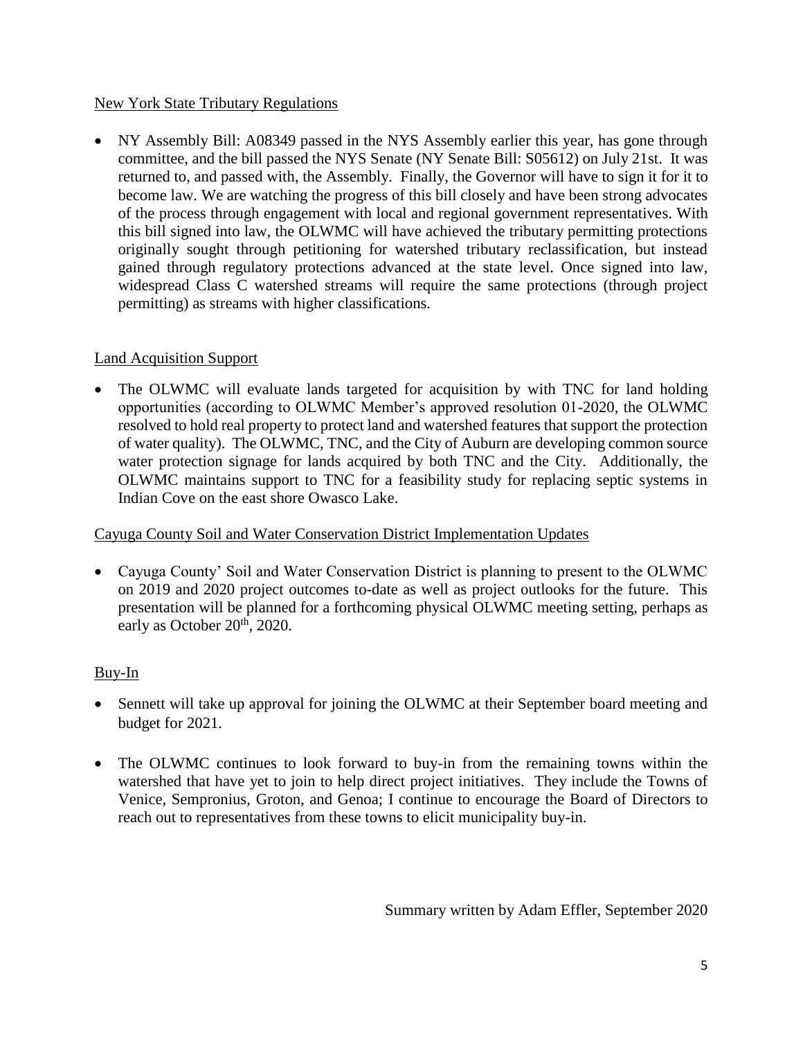New York State Tributary Regulations

- NY Assembly Bill: A08349 passed in the NYS Assembly earlier this year, has gone through committee, and the bill passed the NYS Senate (NY Senate Bill: S05612) on July 21st. It was returned to, and passed with, the Assembly. Finally, the Governor will have to sign it for it to become law. We are watching the progress of this bill closely and have been strong advocates of the process through engagement with local and regional government representatives. With this bill signed into law, the OLWMC will have achieved the tributary permitting protections originally sought through petitioning for watershed tributary reclassification, but instead gained through regulatory protections advanced at the state level. Once signed into law, widespread Class C watershed streams will require the same protections (through project permitting) as streams with higher classifications.

Land Acquisition Support

- The OLWMC will evaluate lands targeted for acquisition by with TNC for land holding opportunities (according to OLWMC Member's approved resolution 01-2020, the OLWMC resolved to hold real property to protect land and watershed features that support the protection of water quality). The OLWMC, TNC, and the City of Auburn are developing common source water protection signage for lands acquired by both TNC and the City. Additionally, the OLWMC maintains support to TNC for a feasibility study for replacing septic systems in Indian Cove on the east shore Owasco Lake.

Cayuga County Soil and Water Conservation District Implementation Updates

- Cayuga County' Soil and Water Conservation District is planning to present to the OLWMC on 2019 and 2020 project outcomes to-date as well as project outlooks for the future. This presentation will be planned for a forthcoming physical OLWMC meeting setting, perhaps as early as October 20th, 2020.

Buy-In

- Sennett will take up approval for joining the OLWMC at their September board meeting and budget for 2021.

- The OLWMC continues to look forward to buy-in from the remaining towns within the watershed that have yet to join to help direct project initiatives. They include the Towns of Venice, Sempronius, Groton, and Genoa; I continue to encourage the Board of Directors to reach out to representatives from these towns to elicit municipality buy-in.

Summary written by Adam Effler, September 2020